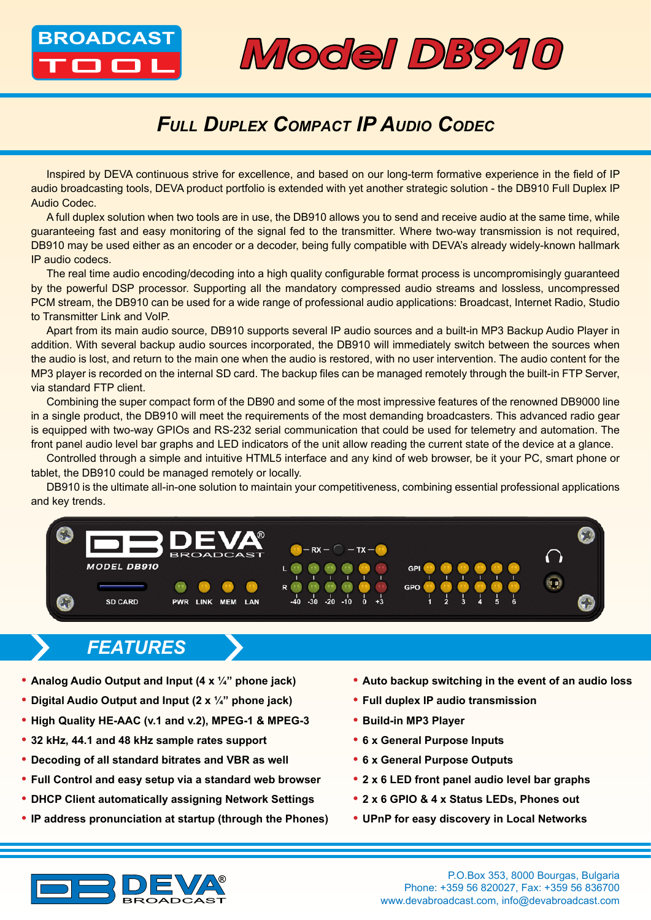# Model DB910

## Full Duplex Compact IP Audio Codec

Inspired by DEVA continuous strive for excellence, and based on our long-term formative experience in the field of IP audio broadcasting tools, DEVA product portfolio is extended with yet another strategic solution - the DB910 Full Duplex IP Audio Codec.

A full duplex solution when two tools are in use, the DB910 allows you to send and receive audio at the same time, while guaranteeing fast and easy monitoring of the signal fed to the transmitter. Where two-way transmission is not required, DB910 may be used either as an encoder or a decoder, being fully compatible with DEVA's already widely-known hallmark IP audio codecs.

The real time audio encoding/decoding into a high quality configurable format process is uncompromisingly guaranteed by the powerful DSP processor. Supporting all the mandatory compressed audio streams and lossless, uncompressed PCM stream, the DB910 can be used for a wide range of professional audio applications: Broadcast, Internet Radio, Studio to Transmitter Link and VoIP.

Apart from its main audio source, DB910 supports several IP audio sources and a built-in MP3 Backup Audio Player in addition. With several backup audio sources incorporated, the DB910 will immediately switch between the sources when the audio is lost, and return to the main one when the audio is restored, with no user intervention. The audio content for the MP3 player is recorded on the internal SD card. The backup files can be managed remotely through the built-in FTP Server, via standard FTP client.

Combining the super compact form of the DB90 and some of the most impressive features of the renowned DB9000 line in a single product, the DB910 will meet the requirements of the most demanding broadcasters. This advanced radio gear is equipped with two-way GPIOs and RS-232 serial communication that could be used for telemetry and automation. The front panel audio level bar graphs and LED indicators of the unit allow reading the current state of the device at a glance.

Controlled through a simple and intuitive HTML5 interface and any kind of web browser, be it your PC, smart phone or tablet, the DB910 could be managed remotely or locally.

DB910 is the ultimate all-in-one solution to maintain your competitiveness, combining essential professional applications and key trends.

## FEATURES

- **Analog Audio Output and Input (4 x ¼" phone jack)**
- **Digital Audio Output and Input (2 x ¼" phone jack)**
- **High Quality HE-AAC (v.1 and v.2), MPEG-1 & MPEG-3**
- **32 kHz, 44.1 and 48 kHz sample rates support**
- **Decoding of all standard bitrates and VBR as well**
- **Full Control and easy setup via a standard web browser**
- **DHCP Client automatically assigning Network Settings**
- **IP address pronunciation at startup (through the Phones)**
- **Auto backup switching in the event of an audio loss**
- **Full duplex IP audio transmission**
- **Build-in MP3 Player**
- **6 x General Purpose Inputs**
- **6 x General Purpose Outputs**
- **2 x 6 LED front panel audio level bar graphs**
- **2 x 6 GPIO & 4 x Status LEDs, Phones out**
- **UPnP for easy discovery in Local Networks**

P.O.Box 353, 8000 Bourgas, Bulgaria
Phone: +359 56 820027, Fax: +359 56 836700
www.devabroadcast.com, info@devabroadcast.com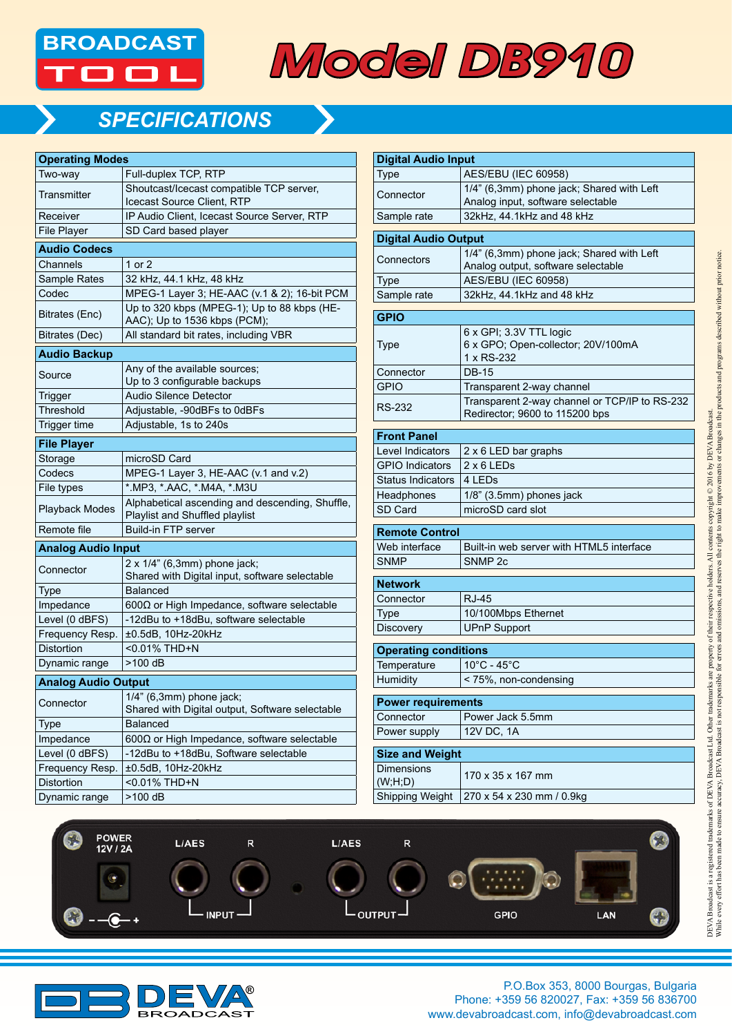# Model DB910

## SPECIFICATIONS

| Operating Modes | |
|---|---|
| Two-way | Full-duplex TCP, RTP |
| Transmitter | Shoutcast/Icecast compatible TCP server, Icecast Source Client, RTP |
| Receiver | IP Audio Client, Icecast Source Server, RTP |
| File Player | SD Card based player |

| Audio Codecs | |
|---|---|
| Channels | 1 or 2 |
| Sample Rates | 32 kHz, 44.1 kHz, 48 kHz |
| Codec | MPEG-1 Layer 3; HE-AAC (v.1 & 2); 16-bit PCM |
| Bitrates (Enc) | Up to 320 kbps (MPEG-1); Up to 88 kbps (HE-AAC); Up to 1536 kbps (PCM); |
| Bitrates (Dec) | All standard bit rates, including VBR |

| Audio Backup | |
|---|---|
| Source | Any of the available sources; Up to 3 configurable backups |
| Trigger | Audio Silence Detector |
| Threshold | Adjustable, -90dBFs to 0dBFs |
| Trigger time | Adjustable, 1s to 240s |

| File Player | |
|---|---|
| Storage | microSD Card |
| Codecs | MPEG-1 Layer 3, HE-AAC (v.1 and v.2) |
| File types | *.MP3, *.AAC, *.M4A, *.M3U |
| Playback Modes | Alphabetical ascending and descending, Shuffle, Playlist and Shuffled playlist |
| Remote file | Build-in FTP server |

| Analog Audio Input | |
|---|---|
| Connector | 2 x 1/4" (6,3mm) phone jack; Shared with Digital input, software selectable |
| Type | Balanced |
| Impedance | 600Ω or High Impedance, software selectable |
| Level (0 dBFS) | -12dBu to +18dBu, software selectable |
| Frequency Resp. | ±0.5dB, 10Hz-20kHz |
| Distortion | <0.01% THD+N |
| Dynamic range | >100 dB |

| Analog Audio Output | |
|---|---|
| Connector | 1/4" (6,3mm) phone jack; Shared with Digital output, Software selectable |
| Type | Balanced |
| Impedance | 600Ω or High Impedance, software selectable |
| Level (0 dBFS) | -12dBu to +18dBu, Software selectable |
| Frequency Resp. | ±0.5dB, 10Hz-20kHz |
| Distortion | <0.01% THD+N |
| Dynamic range | >100 dB |

| Digital Audio Input | |
|---|---|
| Type | AES/EBU (IEC 60958) |
| Connector | 1/4" (6,3mm) phone jack; Shared with Left Analog input, software selectable |
| Sample rate | 32kHz, 44.1kHz and 48 kHz |

| Digital Audio Output | |
|---|---|
| Connectors | 1/4" (6,3mm) phone jack; Shared with Left Analog output, software selectable |
| Type | AES/EBU (IEC 60958) |
| Sample rate | 32kHz, 44.1kHz and 48 kHz |

| GPIO | |
|---|---|
| Type | 6 x GPI; 3.3V TTL logic<br>6 x GPO; Open-collector; 20V/100mA<br>1 x RS-232 |
| Connector | DB-15 |
| GPIO | Transparent 2-way channel |
| RS-232 | Transparent 2-way channel or TCP/IP to RS-232 Redirector; 9600 to 115200 bps |

| Front Panel | |
|---|---|
| Level Indicators | 2 x 6 LED bar graphs |
| GPIO Indicators | 2 x 6 LEDs |
| Status Indicators | 4 LEDs |
| Headphones | 1/8" (3.5mm) phones jack |
| SD Card | microSD card slot |

| Remote Control | |
|---|---|
| Web interface | Built-in web server with HTML5 interface |
| SNMP | SNMP 2c |

| Network | |
|---|---|
| Connector | RJ-45 |
| Type | 10/100Mbps Ethernet |
| Discovery | UPnP Support |

| Operating conditions | |
|---|---|
| Temperature | 10°C - 45°C |
| Humidity | < 75%, non-condensing |

| Power requirements | |
|---|---|
| Connector | Power Jack 5.5mm |
| Power supply | 12V DC, 1A |

| Size and Weight | |
|---|---|
| Dimensions (W;H;D) | 170 x 35 x 167 mm |
| Shipping Weight | 270 x 54 x 230 mm / 0.9kg |

POWER 12V / 2A — L/AES — R — INPUT — L/AES — R — OUTPUT — GPIO — LAN

DEVA Broadcast is a registered trademarks of DEVA Broadcast Ltd. Other trademarks are property of their respective holders. All contents copyright © 2016 by DEVA Broadcast. While every effort has been made to ensure accuracy, DEVA Broadcast is not responsible for errors and omissions, and reserves the right to make improvements or changes in the products and programs described without prior notice.

P.O.Box 353, 8000 Bourgas, Bulgaria
Phone: +359 56 820027, Fax: +359 56 836700
www.devabroadcast.com, info@devabroadcast.com